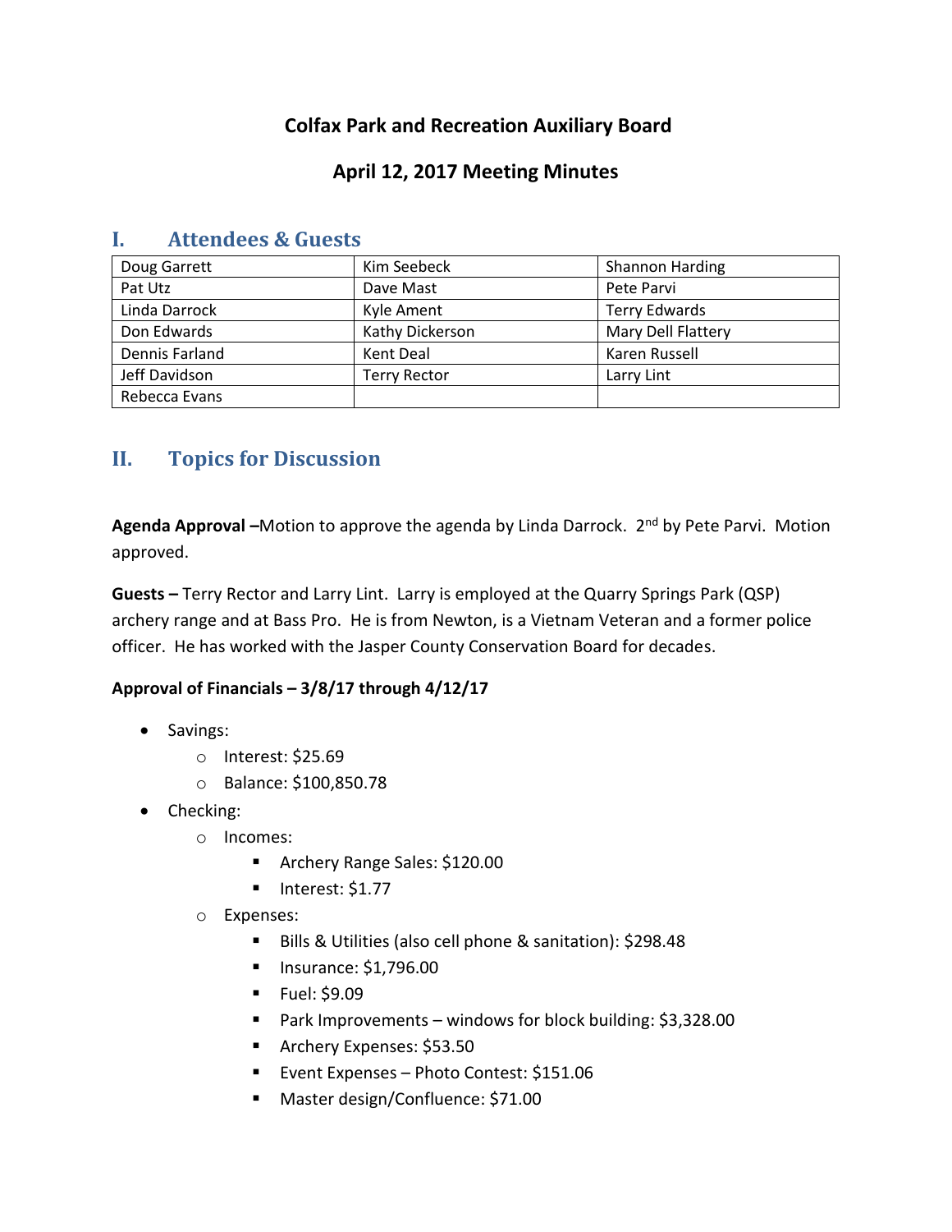# Colfax Park and Recreation Auxiliary Board

## April 12, 2017 Meeting Minutes

## I. Attendees & Guests

| | | |
|---|---|---|
| Doug Garrett | Kim Seebeck | Shannon Harding |
| Pat Utz | Dave Mast | Pete Parvi |
| Linda Darrock | Kyle Ament | Terry Edwards |
| Don Edwards | Kathy Dickerson | Mary Dell Flattery |
| Dennis Farland | Kent Deal | Karen Russell |
| Jeff Davidson | Terry Rector | Larry Lint |
| Rebecca Evans | | |

## II. Topics for Discussion

**Agenda Approval –**Motion to approve the agenda by Linda Darrock. 2nd by Pete Parvi. Motion approved.

**Guests –** Terry Rector and Larry Lint. Larry is employed at the Quarry Springs Park (QSP) archery range and at Bass Pro. He is from Newton, is a Vietnam Veteran and a former police officer. He has worked with the Jasper County Conservation Board for decades.

**Approval of Financials – 3/8/17 through 4/12/17**

- Savings:
  - Interest: $25.69
  - Balance: $100,850.78
- Checking:
  - Incomes:
    - Archery Range Sales: $120.00
    - Interest: $1.77
  - Expenses:
    - Bills & Utilities (also cell phone & sanitation): $298.48
    - Insurance: $1,796.00
    - Fuel: $9.09
    - Park Improvements – windows for block building: $3,328.00
    - Archery Expenses: $53.50
    - Event Expenses – Photo Contest: $151.06
    - Master design/Confluence: $71.00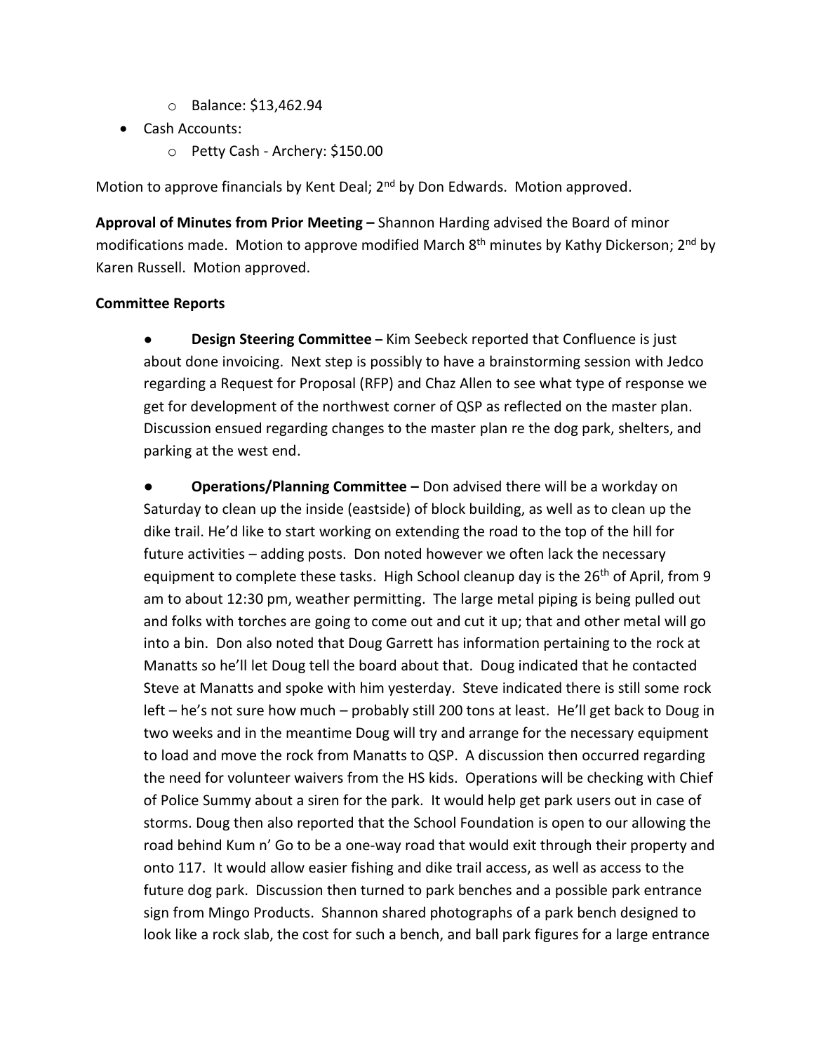- Balance: $13,462.94
- Cash Accounts:
    - Petty Cash - Archery: $150.00

Motion to approve financials by Kent Deal; 2nd by Don Edwards. Motion approved.

**Approval of Minutes from Prior Meeting –** Shannon Harding advised the Board of minor modifications made. Motion to approve modified March 8th minutes by Kathy Dickerson; 2nd by Karen Russell. Motion approved.

**Committee Reports**

- **Design Steering Committee –** Kim Seebeck reported that Confluence is just about done invoicing. Next step is possibly to have a brainstorming session with Jedco regarding a Request for Proposal (RFP) and Chaz Allen to see what type of response we get for development of the northwest corner of QSP as reflected on the master plan. Discussion ensued regarding changes to the master plan re the dog park, shelters, and parking at the west end.

- **Operations/Planning Committee –** Don advised there will be a workday on Saturday to clean up the inside (eastside) of block building, as well as to clean up the dike trail. He'd like to start working on extending the road to the top of the hill for future activities – adding posts. Don noted however we often lack the necessary equipment to complete these tasks. High School cleanup day is the 26th of April, from 9 am to about 12:30 pm, weather permitting. The large metal piping is being pulled out and folks with torches are going to come out and cut it up; that and other metal will go into a bin. Don also noted that Doug Garrett has information pertaining to the rock at Manatts so he'll let Doug tell the board about that. Doug indicated that he contacted Steve at Manatts and spoke with him yesterday. Steve indicated there is still some rock left – he's not sure how much – probably still 200 tons at least. He'll get back to Doug in two weeks and in the meantime Doug will try and arrange for the necessary equipment to load and move the rock from Manatts to QSP. A discussion then occurred regarding the need for volunteer waivers from the HS kids. Operations will be checking with Chief of Police Summy about a siren for the park. It would help get park users out in case of storms. Doug then also reported that the School Foundation is open to our allowing the road behind Kum n' Go to be a one-way road that would exit through their property and onto 117. It would allow easier fishing and dike trail access, as well as access to the future dog park. Discussion then turned to park benches and a possible park entrance sign from Mingo Products. Shannon shared photographs of a park bench designed to look like a rock slab, the cost for such a bench, and ball park figures for a large entrance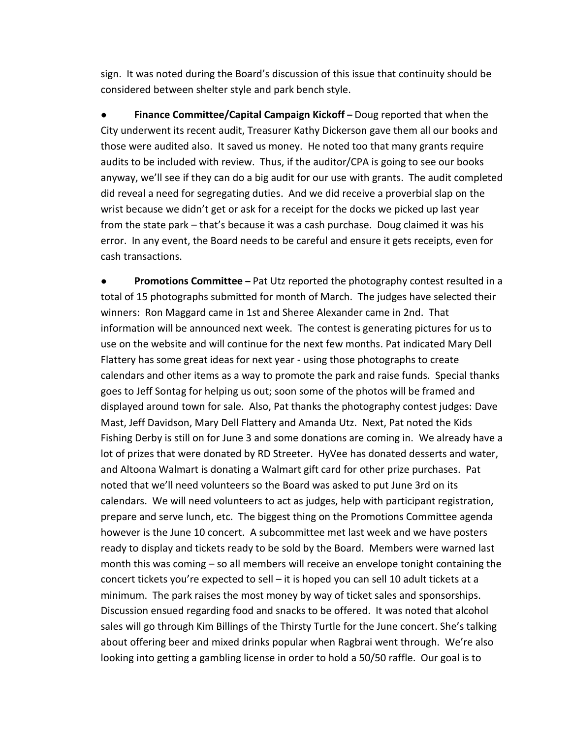sign. It was noted during the Board's discussion of this issue that continuity should be considered between shelter style and park bench style.

- **Finance Committee/Capital Campaign Kickoff –** Doug reported that when the City underwent its recent audit, Treasurer Kathy Dickerson gave them all our books and those were audited also. It saved us money. He noted too that many grants require audits to be included with review. Thus, if the auditor/CPA is going to see our books anyway, we'll see if they can do a big audit for our use with grants. The audit completed did reveal a need for segregating duties. And we did receive a proverbial slap on the wrist because we didn't get or ask for a receipt for the docks we picked up last year from the state park – that's because it was a cash purchase. Doug claimed it was his error. In any event, the Board needs to be careful and ensure it gets receipts, even for cash transactions.

- **Promotions Committee –** Pat Utz reported the photography contest resulted in a total of 15 photographs submitted for month of March. The judges have selected their winners: Ron Maggard came in 1st and Sheree Alexander came in 2nd. That information will be announced next week. The contest is generating pictures for us to use on the website and will continue for the next few months. Pat indicated Mary Dell Flattery has some great ideas for next year - using those photographs to create calendars and other items as a way to promote the park and raise funds. Special thanks goes to Jeff Sontag for helping us out; soon some of the photos will be framed and displayed around town for sale. Also, Pat thanks the photography contest judges: Dave Mast, Jeff Davidson, Mary Dell Flattery and Amanda Utz. Next, Pat noted the Kids Fishing Derby is still on for June 3 and some donations are coming in. We already have a lot of prizes that were donated by RD Streeter. HyVee has donated desserts and water, and Altoona Walmart is donating a Walmart gift card for other prize purchases. Pat noted that we'll need volunteers so the Board was asked to put June 3rd on its calendars. We will need volunteers to act as judges, help with participant registration, prepare and serve lunch, etc. The biggest thing on the Promotions Committee agenda however is the June 10 concert. A subcommittee met last week and we have posters ready to display and tickets ready to be sold by the Board. Members were warned last month this was coming – so all members will receive an envelope tonight containing the concert tickets you're expected to sell – it is hoped you can sell 10 adult tickets at a minimum. The park raises the most money by way of ticket sales and sponsorships. Discussion ensued regarding food and snacks to be offered. It was noted that alcohol sales will go through Kim Billings of the Thirsty Turtle for the June concert. She's talking about offering beer and mixed drinks popular when Ragbrai went through. We're also looking into getting a gambling license in order to hold a 50/50 raffle. Our goal is to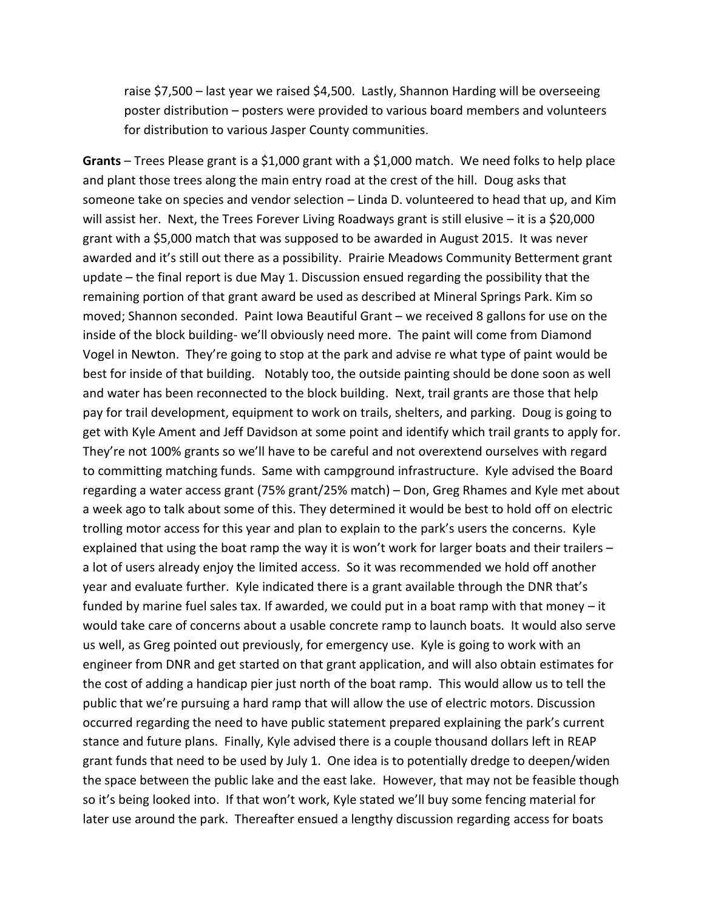raise $7,500 – last year we raised $4,500. Lastly, Shannon Harding will be overseeing poster distribution – posters were provided to various board members and volunteers for distribution to various Jasper County communities.

**Grants** – Trees Please grant is a $1,000 grant with a $1,000 match. We need folks to help place and plant those trees along the main entry road at the crest of the hill. Doug asks that someone take on species and vendor selection – Linda D. volunteered to head that up, and Kim will assist her. Next, the Trees Forever Living Roadways grant is still elusive – it is a $20,000 grant with a $5,000 match that was supposed to be awarded in August 2015. It was never awarded and it's still out there as a possibility. Prairie Meadows Community Betterment grant update – the final report is due May 1. Discussion ensued regarding the possibility that the remaining portion of that grant award be used as described at Mineral Springs Park. Kim so moved; Shannon seconded. Paint Iowa Beautiful Grant – we received 8 gallons for use on the inside of the block building- we'll obviously need more. The paint will come from Diamond Vogel in Newton. They're going to stop at the park and advise re what type of paint would be best for inside of that building. Notably too, the outside painting should be done soon as well and water has been reconnected to the block building. Next, trail grants are those that help pay for trail development, equipment to work on trails, shelters, and parking. Doug is going to get with Kyle Ament and Jeff Davidson at some point and identify which trail grants to apply for. They're not 100% grants so we'll have to be careful and not overextend ourselves with regard to committing matching funds. Same with campground infrastructure. Kyle advised the Board regarding a water access grant (75% grant/25% match) – Don, Greg Rhames and Kyle met about a week ago to talk about some of this. They determined it would be best to hold off on electric trolling motor access for this year and plan to explain to the park's users the concerns. Kyle explained that using the boat ramp the way it is won't work for larger boats and their trailers – a lot of users already enjoy the limited access. So it was recommended we hold off another year and evaluate further. Kyle indicated there is a grant available through the DNR that's funded by marine fuel sales tax. If awarded, we could put in a boat ramp with that money – it would take care of concerns about a usable concrete ramp to launch boats. It would also serve us well, as Greg pointed out previously, for emergency use. Kyle is going to work with an engineer from DNR and get started on that grant application, and will also obtain estimates for the cost of adding a handicap pier just north of the boat ramp. This would allow us to tell the public that we're pursuing a hard ramp that will allow the use of electric motors. Discussion occurred regarding the need to have public statement prepared explaining the park's current stance and future plans. Finally, Kyle advised there is a couple thousand dollars left in REAP grant funds that need to be used by July 1. One idea is to potentially dredge to deepen/widen the space between the public lake and the east lake. However, that may not be feasible though so it's being looked into. If that won't work, Kyle stated we'll buy some fencing material for later use around the park. Thereafter ensued a lengthy discussion regarding access for boats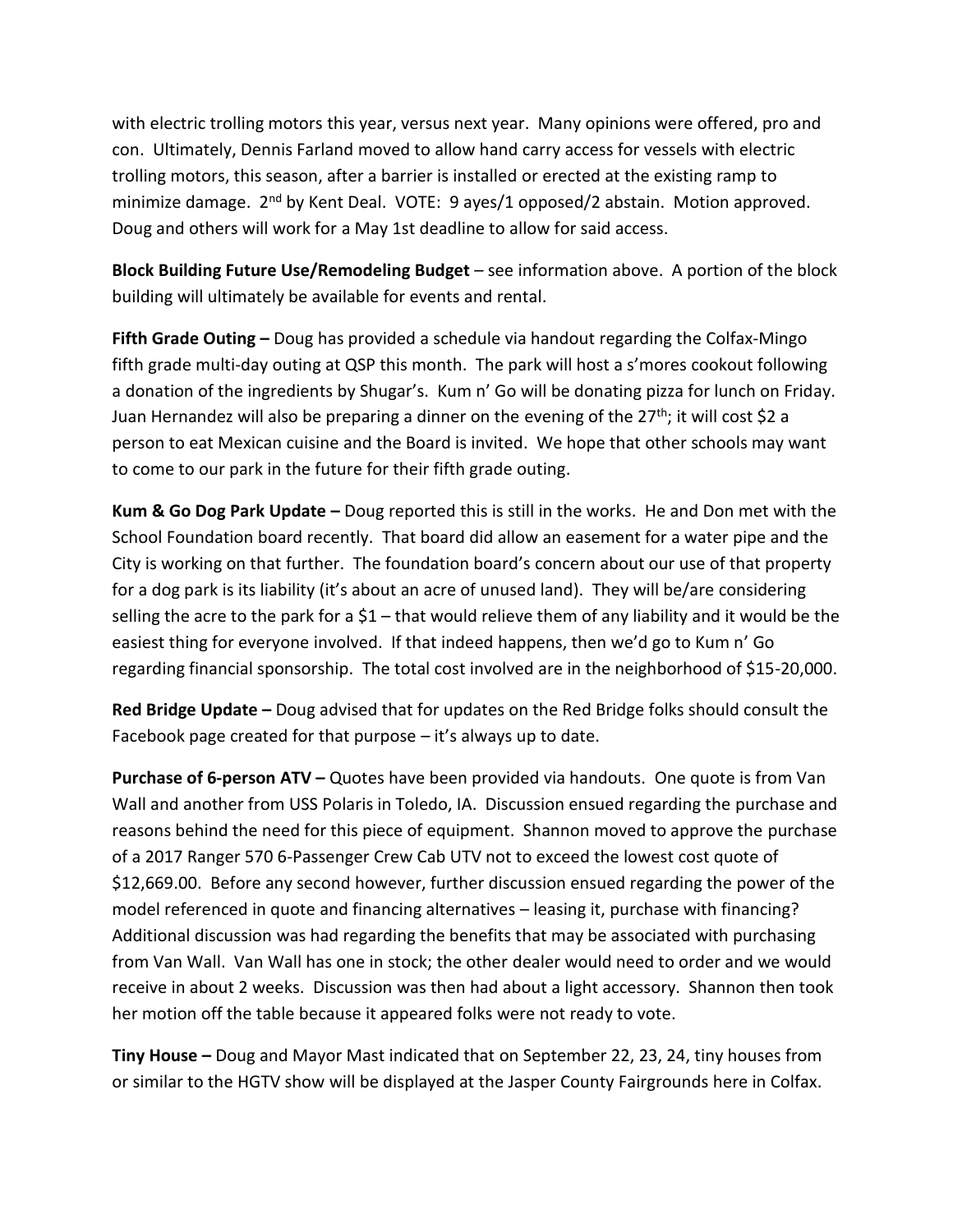with electric trolling motors this year, versus next year. Many opinions were offered, pro and con. Ultimately, Dennis Farland moved to allow hand carry access for vessels with electric trolling motors, this season, after a barrier is installed or erected at the existing ramp to minimize damage. 2nd by Kent Deal. VOTE: 9 ayes/1 opposed/2 abstain. Motion approved. Doug and others will work for a May 1st deadline to allow for said access.

**Block Building Future Use/Remodeling Budget** – see information above. A portion of the block building will ultimately be available for events and rental.

**Fifth Grade Outing –** Doug has provided a schedule via handout regarding the Colfax-Mingo fifth grade multi-day outing at QSP this month. The park will host a s'mores cookout following a donation of the ingredients by Shugar's. Kum n' Go will be donating pizza for lunch on Friday. Juan Hernandez will also be preparing a dinner on the evening of the 27th; it will cost $2 a person to eat Mexican cuisine and the Board is invited. We hope that other schools may want to come to our park in the future for their fifth grade outing.

**Kum & Go Dog Park Update –** Doug reported this is still in the works. He and Don met with the School Foundation board recently. That board did allow an easement for a water pipe and the City is working on that further. The foundation board's concern about our use of that property for a dog park is its liability (it's about an acre of unused land). They will be/are considering selling the acre to the park for a $1 – that would relieve them of any liability and it would be the easiest thing for everyone involved. If that indeed happens, then we'd go to Kum n' Go regarding financial sponsorship. The total cost involved are in the neighborhood of $15-20,000.

**Red Bridge Update –** Doug advised that for updates on the Red Bridge folks should consult the Facebook page created for that purpose – it's always up to date.

**Purchase of 6-person ATV –** Quotes have been provided via handouts. One quote is from Van Wall and another from USS Polaris in Toledo, IA. Discussion ensued regarding the purchase and reasons behind the need for this piece of equipment. Shannon moved to approve the purchase of a 2017 Ranger 570 6-Passenger Crew Cab UTV not to exceed the lowest cost quote of $12,669.00. Before any second however, further discussion ensued regarding the power of the model referenced in quote and financing alternatives – leasing it, purchase with financing? Additional discussion was had regarding the benefits that may be associated with purchasing from Van Wall. Van Wall has one in stock; the other dealer would need to order and we would receive in about 2 weeks. Discussion was then had about a light accessory. Shannon then took her motion off the table because it appeared folks were not ready to vote.

**Tiny House –** Doug and Mayor Mast indicated that on September 22, 23, 24, tiny houses from or similar to the HGTV show will be displayed at the Jasper County Fairgrounds here in Colfax.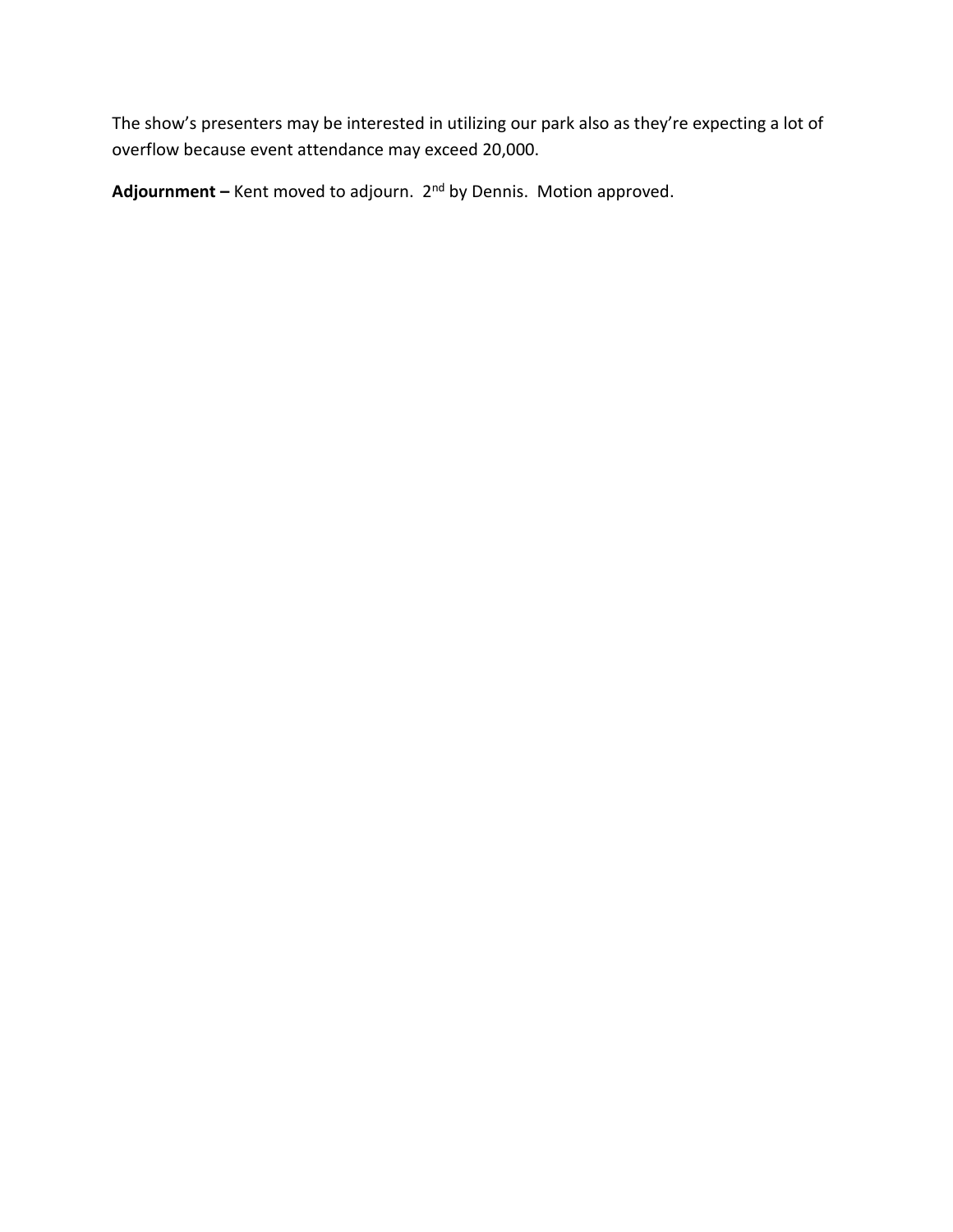The show's presenters may be interested in utilizing our park also as they're expecting a lot of overflow because event attendance may exceed 20,000.

**Adjournment –** Kent moved to adjourn. 2nd by Dennis. Motion approved.